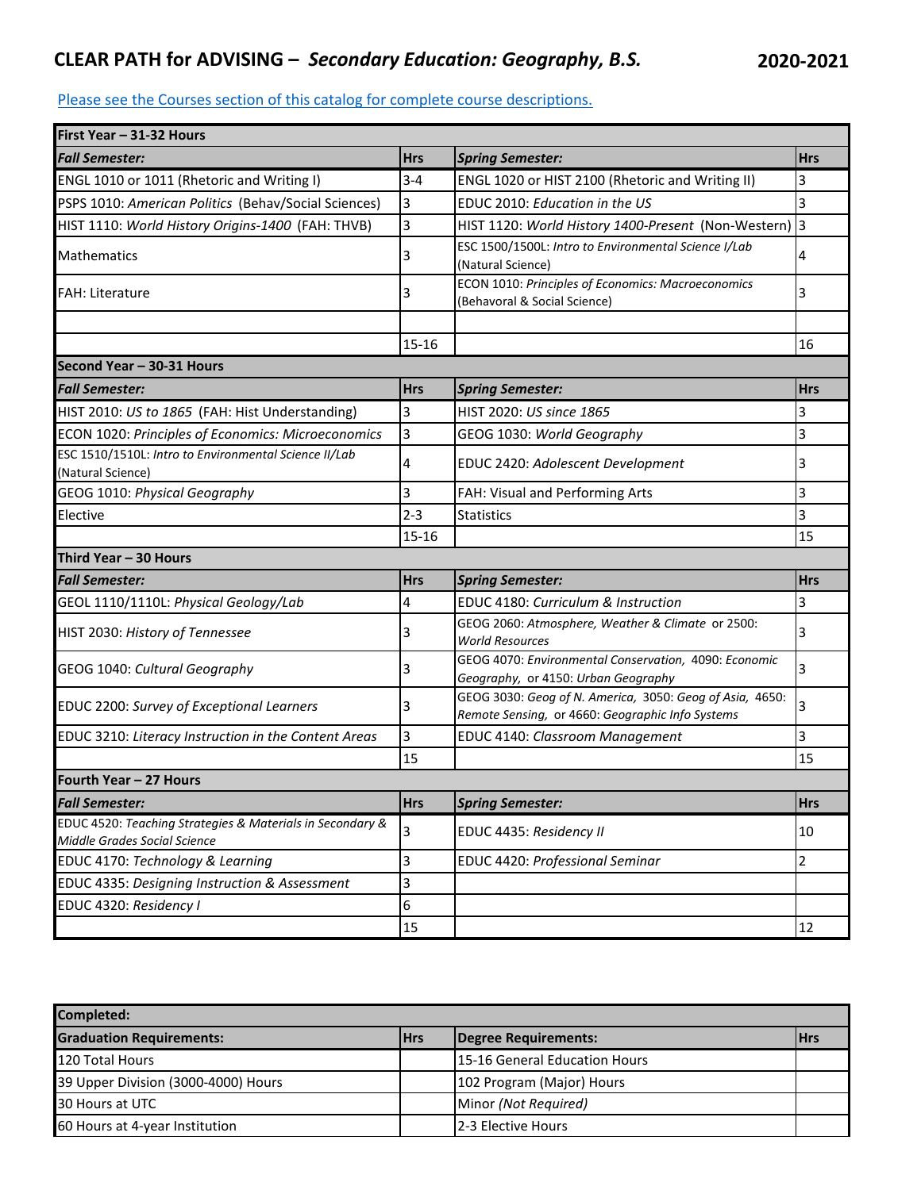# CLEAR PATH for ADVISING – *Secondary Education: Geography, B.S.* 2020-2021

Please see the Courses section of this catalog for complete course descriptions.

| First Year – 31-32 Hours | | | |
|---|---|---|---|
| ***Fall Semester:*** | **Hrs** | ***Spring Semester:*** | **Hrs** |
| ENGL 1010 or 1011 (Rhetoric and Writing I) | 3-4 | ENGL 1020 or HIST 2100 (Rhetoric and Writing II) | 3 |
| PSPS 1010: *American Politics* (Behav/Social Sciences) | 3 | EDUC 2010: *Education in the US* | 3 |
| HIST 1110: *World History Origins-1400* (FAH: THVB) | 3 | HIST 1120: *World History 1400-Present* (Non-Western) | 3 |
| Mathematics | 3 | ESC 1500/1500L: *Intro to Environmental Science I/Lab* (Natural Science) | 4 |
| FAH: Literature | 3 | ECON 1010: *Principles of Economics: Macroeconomics* (Behavioral & Social Science) | 3 |
| | | | |
| | 15-16 | | 16 |
| **Second Year – 30-31 Hours** | | | |
| ***Fall Semester:*** | **Hrs** | ***Spring Semester:*** | **Hrs** |
| HIST 2010: *US to 1865* (FAH: Hist Understanding) | 3 | HIST 2020: *US since 1865* | 3 |
| ECON 1020: *Principles of Economics: Microeconomics* | 3 | GEOG 1030: *World Geography* | 3 |
| ESC 1510/1510L: *Intro to Environmental Science II/Lab* (Natural Science) | 4 | EDUC 2420: *Adolescent Development* | 3 |
| GEOG 1010: *Physical Geography* | 3 | FAH: Visual and Performing Arts | 3 |
| Elective | 2-3 | Statistics | 3 |
| | 15-16 | | 15 |
| **Third Year – 30 Hours** | | | |
| ***Fall Semester:*** | **Hrs** | ***Spring Semester:*** | **Hrs** |
| GEOL 1110/1110L: *Physical Geology/Lab* | 4 | EDUC 4180: *Curriculum & Instruction* | 3 |
| HIST 2030: *History of Tennessee* | 3 | GEOG 2060: *Atmosphere, Weather & Climate* or 2500: *World Resources* | 3 |
| GEOG 1040: *Cultural Geography* | 3 | GEOG 4070: *Environmental Conservation,* 4090: *Economic Geography,* or 4150: *Urban Geography* | 3 |
| EDUC 2200: *Survey of Exceptional Learners* | 3 | GEOG 3030: *Geog of N. America,* 3050: *Geog of Asia,* 4650: *Remote Sensing,* or 4660: *Geographic Info Systems* | 3 |
| EDUC 3210: *Literacy Instruction in the Content Areas* | 3 | EDUC 4140: *Classroom Management* | 3 |
| | 15 | | 15 |
| **Fourth Year – 27 Hours** | | | |
| ***Fall Semester:*** | **Hrs** | ***Spring Semester:*** | **Hrs** |
| EDUC 4520: *Teaching Strategies & Materials in Secondary & Middle Grades Social Science* | 3 | EDUC 4435: *Residency II* | 10 |
| EDUC 4170: *Technology & Learning* | 3 | EDUC 4420: *Professional Seminar* | 2 |
| EDUC 4335: *Designing Instruction & Assessment* | 3 | | |
| EDUC 4320: *Residency I* | 6 | | |
| | 15 | | 12 |

| Completed: | | | |
|---|---|---|---|
| **Graduation Requirements:** | **Hrs** | **Degree Requirements:** | **Hrs** |
| 120 Total Hours | | 15-16 General Education Hours | |
| 39 Upper Division (3000-4000) Hours | | 102 Program (Major) Hours | |
| 30 Hours at UTC | | Minor *(Not Required)* | |
| 60 Hours at 4-year Institution | | 2-3 Elective Hours | |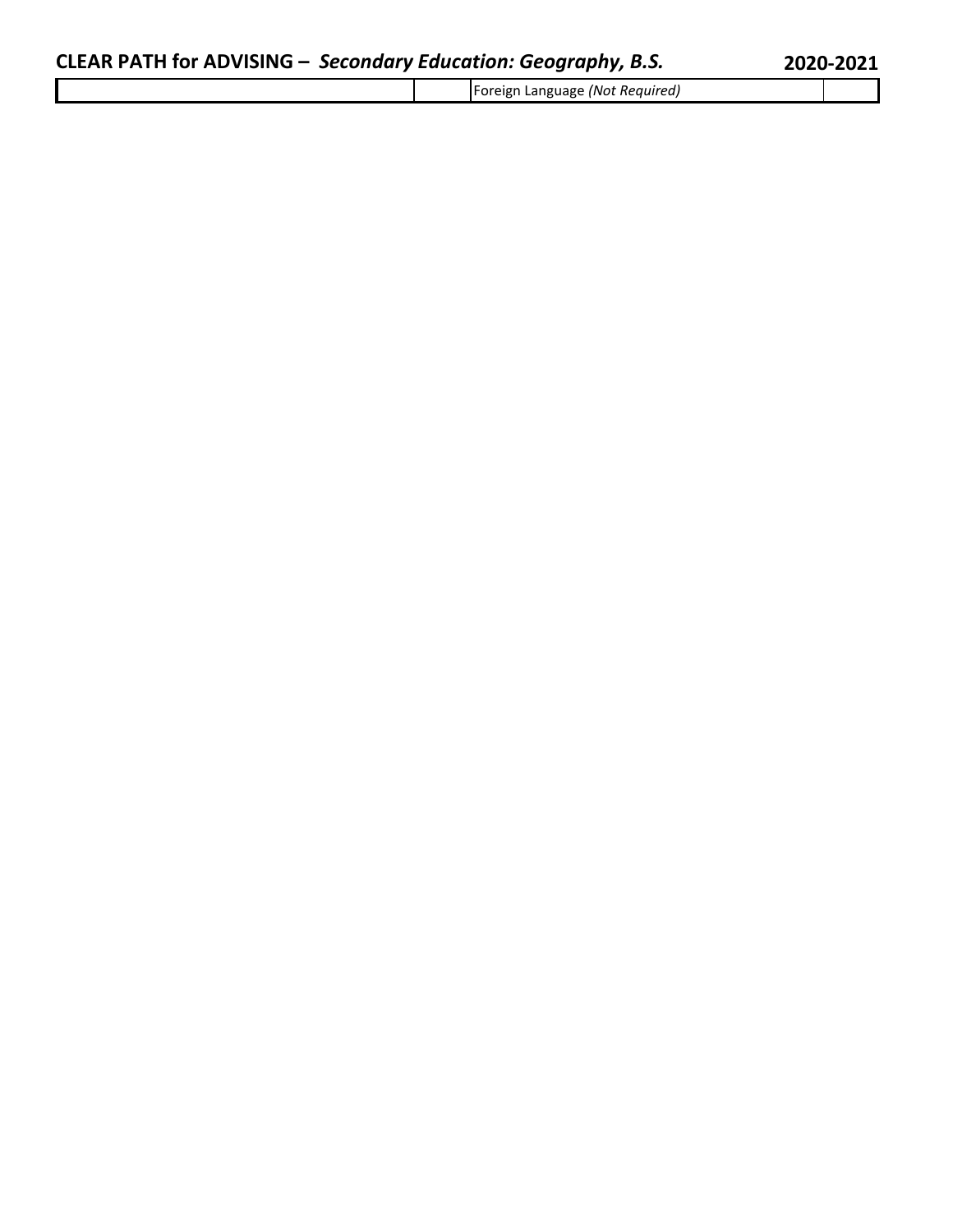| | | | |
|---|---|---|---|
| | | Foreign Language *(Not Required)* | |